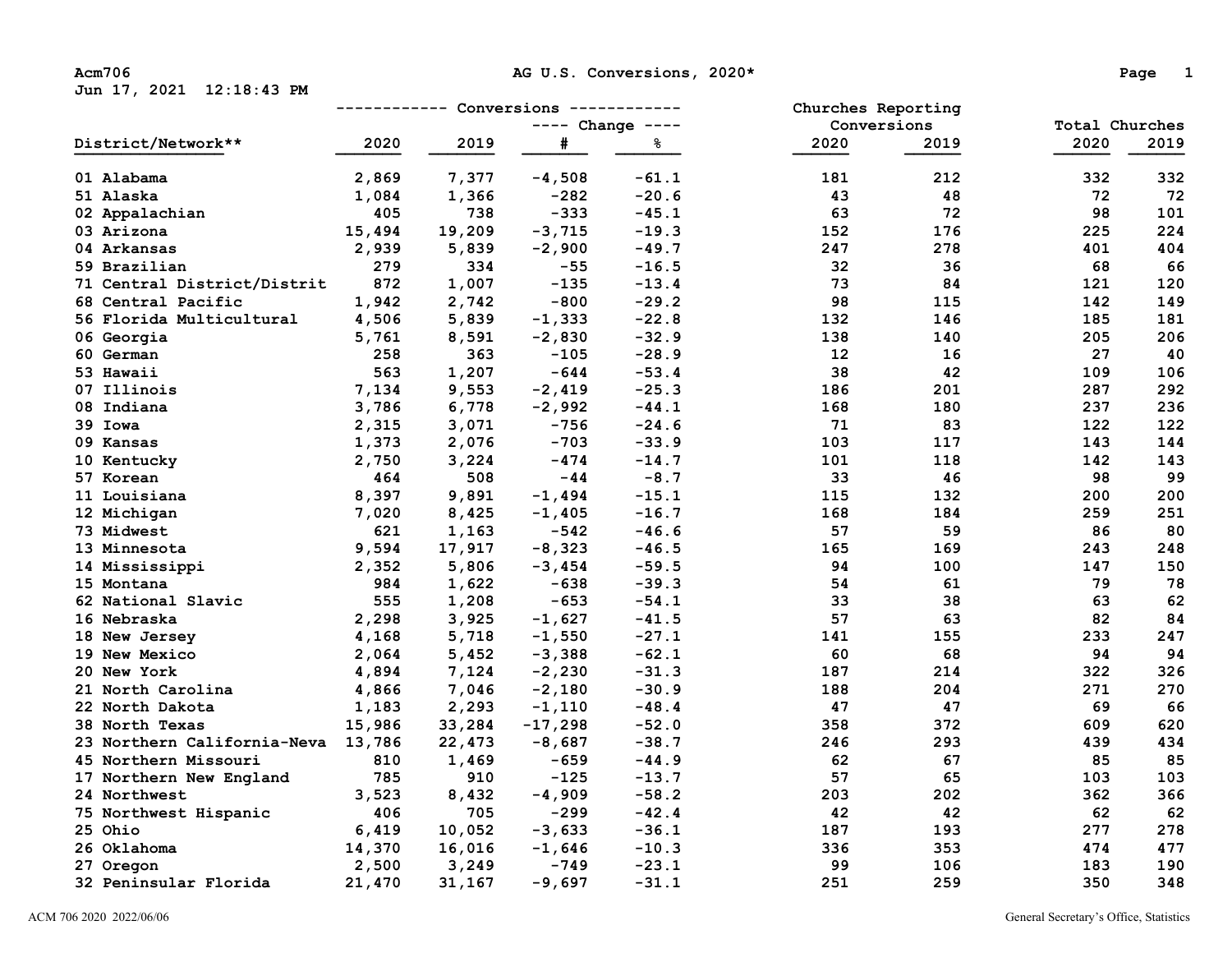# AG U.S. Conversions, 2020*

| District/Network** | Conversions 2020 | Conversions 2019 | Change # | Change % | Churches Reporting Conversions 2020 | Churches Reporting Conversions 2019 | Total Churches 2020 | Total Churches 2019 |
|---|---|---|---|---|---|---|---|---|
| 01 Alabama | 2,869 | 7,377 | -4,508 | -61.1 | 181 | 212 | 332 | 332 |
| 51 Alaska | 1,084 | 1,366 | -282 | -20.6 | 43 | 48 | 72 | 72 |
| 02 Appalachian | 405 | 738 | -333 | -45.1 | 63 | 72 | 98 | 101 |
| 03 Arizona | 15,494 | 19,209 | -3,715 | -19.3 | 152 | 176 | 225 | 224 |
| 04 Arkansas | 2,939 | 5,839 | -2,900 | -49.7 | 247 | 278 | 401 | 404 |
| 59 Brazilian | 279 | 334 | -55 | -16.5 | 32 | 36 | 68 | 66 |
| 71 Central District/Distrit | 872 | 1,007 | -135 | -13.4 | 73 | 84 | 121 | 120 |
| 68 Central Pacific | 1,942 | 2,742 | -800 | -29.2 | 98 | 115 | 142 | 149 |
| 56 Florida Multicultural | 4,506 | 5,839 | -1,333 | -22.8 | 132 | 146 | 185 | 181 |
| 06 Georgia | 5,761 | 8,591 | -2,830 | -32.9 | 138 | 140 | 205 | 206 |
| 60 German | 258 | 363 | -105 | -28.9 | 12 | 16 | 27 | 40 |
| 53 Hawaii | 563 | 1,207 | -644 | -53.4 | 38 | 42 | 109 | 106 |
| 07 Illinois | 7,134 | 9,553 | -2,419 | -25.3 | 186 | 201 | 287 | 292 |
| 08 Indiana | 3,786 | 6,778 | -2,992 | -44.1 | 168 | 180 | 237 | 236 |
| 39 Iowa | 2,315 | 3,071 | -756 | -24.6 | 71 | 83 | 122 | 122 |
| 09 Kansas | 1,373 | 2,076 | -703 | -33.9 | 103 | 117 | 143 | 144 |
| 10 Kentucky | 2,750 | 3,224 | -474 | -14.7 | 101 | 118 | 142 | 143 |
| 57 Korean | 464 | 508 | -44 | -8.7 | 33 | 46 | 98 | 99 |
| 11 Louisiana | 8,397 | 9,891 | -1,494 | -15.1 | 115 | 132 | 200 | 200 |
| 12 Michigan | 7,020 | 8,425 | -1,405 | -16.7 | 168 | 184 | 259 | 251 |
| 73 Midwest | 621 | 1,163 | -542 | -46.6 | 57 | 59 | 86 | 80 |
| 13 Minnesota | 9,594 | 17,917 | -8,323 | -46.5 | 165 | 169 | 243 | 248 |
| 14 Mississippi | 2,352 | 5,806 | -3,454 | -59.5 | 94 | 100 | 147 | 150 |
| 15 Montana | 984 | 1,622 | -638 | -39.3 | 54 | 61 | 79 | 78 |
| 62 National Slavic | 555 | 1,208 | -653 | -54.1 | 33 | 38 | 63 | 62 |
| 16 Nebraska | 2,298 | 3,925 | -1,627 | -41.5 | 57 | 63 | 82 | 84 |
| 18 New Jersey | 4,168 | 5,718 | -1,550 | -27.1 | 141 | 155 | 233 | 247 |
| 19 New Mexico | 2,064 | 5,452 | -3,388 | -62.1 | 60 | 68 | 94 | 94 |
| 20 New York | 4,894 | 7,124 | -2,230 | -31.3 | 187 | 214 | 322 | 326 |
| 21 North Carolina | 4,866 | 7,046 | -2,180 | -30.9 | 188 | 204 | 271 | 270 |
| 22 North Dakota | 1,183 | 2,293 | -1,110 | -48.4 | 47 | 47 | 69 | 66 |
| 38 North Texas | 15,986 | 33,284 | -17,298 | -52.0 | 358 | 372 | 609 | 620 |
| 23 Northern California-Neva | 13,786 | 22,473 | -8,687 | -38.7 | 246 | 293 | 439 | 434 |
| 45 Northern Missouri | 810 | 1,469 | -659 | -44.9 | 62 | 67 | 85 | 85 |
| 17 Northern New England | 785 | 910 | -125 | -13.7 | 57 | 65 | 103 | 103 |
| 24 Northwest | 3,523 | 8,432 | -4,909 | -58.2 | 203 | 202 | 362 | 366 |
| 75 Northwest Hispanic | 406 | 705 | -299 | -42.4 | 42 | 42 | 62 | 62 |
| 25 Ohio | 6,419 | 10,052 | -3,633 | -36.1 | 187 | 193 | 277 | 278 |
| 26 Oklahoma | 14,370 | 16,016 | -1,646 | -10.3 | 336 | 353 | 474 | 477 |
| 27 Oregon | 2,500 | 3,249 | -749 | -23.1 | 99 | 106 | 183 | 190 |
| 32 Peninsular Florida | 21,470 | 31,167 | -9,697 | -31.1 | 251 | 259 | 350 | 348 |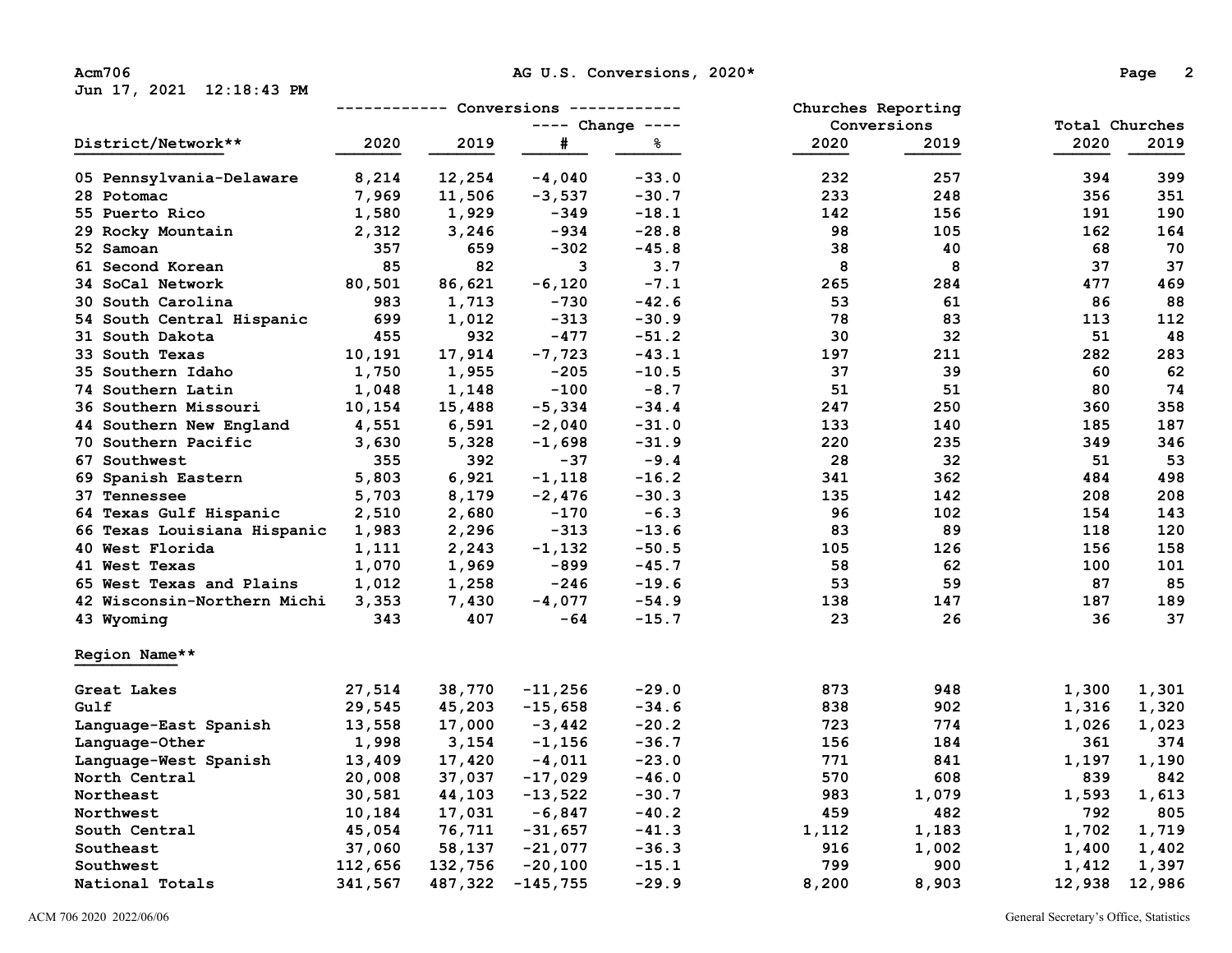| District/Network** | Conversions 2020 | Conversions 2019 | Change # | Change % | Churches Reporting Conversions 2020 | Churches Reporting Conversions 2019 | Total Churches 2020 | Total Churches 2019 |
|---|---|---|---|---|---|---|---|---|
| 05 Pennsylvania-Delaware | 8,214 | 12,254 | -4,040 | -33.0 | 232 | 257 | 394 | 399 |
| 28 Potomac | 7,969 | 11,506 | -3,537 | -30.7 | 233 | 248 | 356 | 351 |
| 55 Puerto Rico | 1,580 | 1,929 | -349 | -18.1 | 142 | 156 | 191 | 190 |
| 29 Rocky Mountain | 2,312 | 3,246 | -934 | -28.8 | 98 | 105 | 162 | 164 |
| 52 Samoan | 357 | 659 | -302 | -45.8 | 38 | 40 | 68 | 70 |
| 61 Second Korean | 85 | 82 | 3 | 3.7 | 8 | 8 | 37 | 37 |
| 34 SoCal Network | 80,501 | 86,621 | -6,120 | -7.1 | 265 | 284 | 477 | 469 |
| 30 South Carolina | 983 | 1,713 | -730 | -42.6 | 53 | 61 | 86 | 88 |
| 54 South Central Hispanic | 699 | 1,012 | -313 | -30.9 | 78 | 83 | 113 | 112 |
| 31 South Dakota | 455 | 932 | -477 | -51.2 | 30 | 32 | 51 | 48 |
| 33 South Texas | 10,191 | 17,914 | -7,723 | -43.1 | 197 | 211 | 282 | 283 |
| 35 Southern Idaho | 1,750 | 1,955 | -205 | -10.5 | 37 | 39 | 60 | 62 |
| 74 Southern Latin | 1,048 | 1,148 | -100 | -8.7 | 51 | 51 | 80 | 74 |
| 36 Southern Missouri | 10,154 | 15,488 | -5,334 | -34.4 | 247 | 250 | 360 | 358 |
| 44 Southern New England | 4,551 | 6,591 | -2,040 | -31.0 | 133 | 140 | 185 | 187 |
| 70 Southern Pacific | 3,630 | 5,328 | -1,698 | -31.9 | 220 | 235 | 349 | 346 |
| 67 Southwest | 355 | 392 | -37 | -9.4 | 28 | 32 | 51 | 53 |
| 69 Spanish Eastern | 5,803 | 6,921 | -1,118 | -16.2 | 341 | 362 | 484 | 498 |
| 37 Tennessee | 5,703 | 8,179 | -2,476 | -30.3 | 135 | 142 | 208 | 208 |
| 64 Texas Gulf Hispanic | 2,510 | 2,680 | -170 | -6.3 | 96 | 102 | 154 | 143 |
| 66 Texas Louisiana Hispanic | 1,983 | 2,296 | -313 | -13.6 | 83 | 89 | 118 | 120 |
| 40 West Florida | 1,111 | 2,243 | -1,132 | -50.5 | 105 | 126 | 156 | 158 |
| 41 West Texas | 1,070 | 1,969 | -899 | -45.7 | 58 | 62 | 100 | 101 |
| 65 West Texas and Plains | 1,012 | 1,258 | -246 | -19.6 | 53 | 59 | 87 | 85 |
| 42 Wisconsin-Northern Michi | 3,353 | 7,430 | -4,077 | -54.9 | 138 | 147 | 187 | 189 |
| 43 Wyoming | 343 | 407 | -64 | -15.7 | 23 | 26 | 36 | 37 |

| Region Name** | Conversions 2020 | Conversions 2019 | Change # | Change % | Churches Reporting Conversions 2020 | Churches Reporting Conversions 2019 | Total Churches 2020 | Total Churches 2019 |
|---|---|---|---|---|---|---|---|---|
| Great Lakes | 27,514 | 38,770 | -11,256 | -29.0 | 873 | 948 | 1,300 | 1,301 |
| Gulf | 29,545 | 45,203 | -15,658 | -34.6 | 838 | 902 | 1,316 | 1,320 |
| Language-East Spanish | 13,558 | 17,000 | -3,442 | -20.2 | 723 | 774 | 1,026 | 1,023 |
| Language-Other | 1,998 | 3,154 | -1,156 | -36.7 | 156 | 184 | 361 | 374 |
| Language-West Spanish | 13,409 | 17,420 | -4,011 | -23.0 | 771 | 841 | 1,197 | 1,190 |
| North Central | 20,008 | 37,037 | -17,029 | -46.0 | 570 | 608 | 839 | 842 |
| Northeast | 30,581 | 44,103 | -13,522 | -30.7 | 983 | 1,079 | 1,593 | 1,613 |
| Northwest | 10,184 | 17,031 | -6,847 | -40.2 | 459 | 482 | 792 | 805 |
| South Central | 45,054 | 76,711 | -31,657 | -41.3 | 1,112 | 1,183 | 1,702 | 1,719 |
| Southeast | 37,060 | 58,137 | -21,077 | -36.3 | 916 | 1,002 | 1,400 | 1,402 |
| Southwest | 112,656 | 132,756 | -20,100 | -15.1 | 799 | 900 | 1,412 | 1,397 |
| National Totals | 341,567 | 487,322 | -145,755 | -29.9 | 8,200 | 8,903 | 12,938 | 12,986 |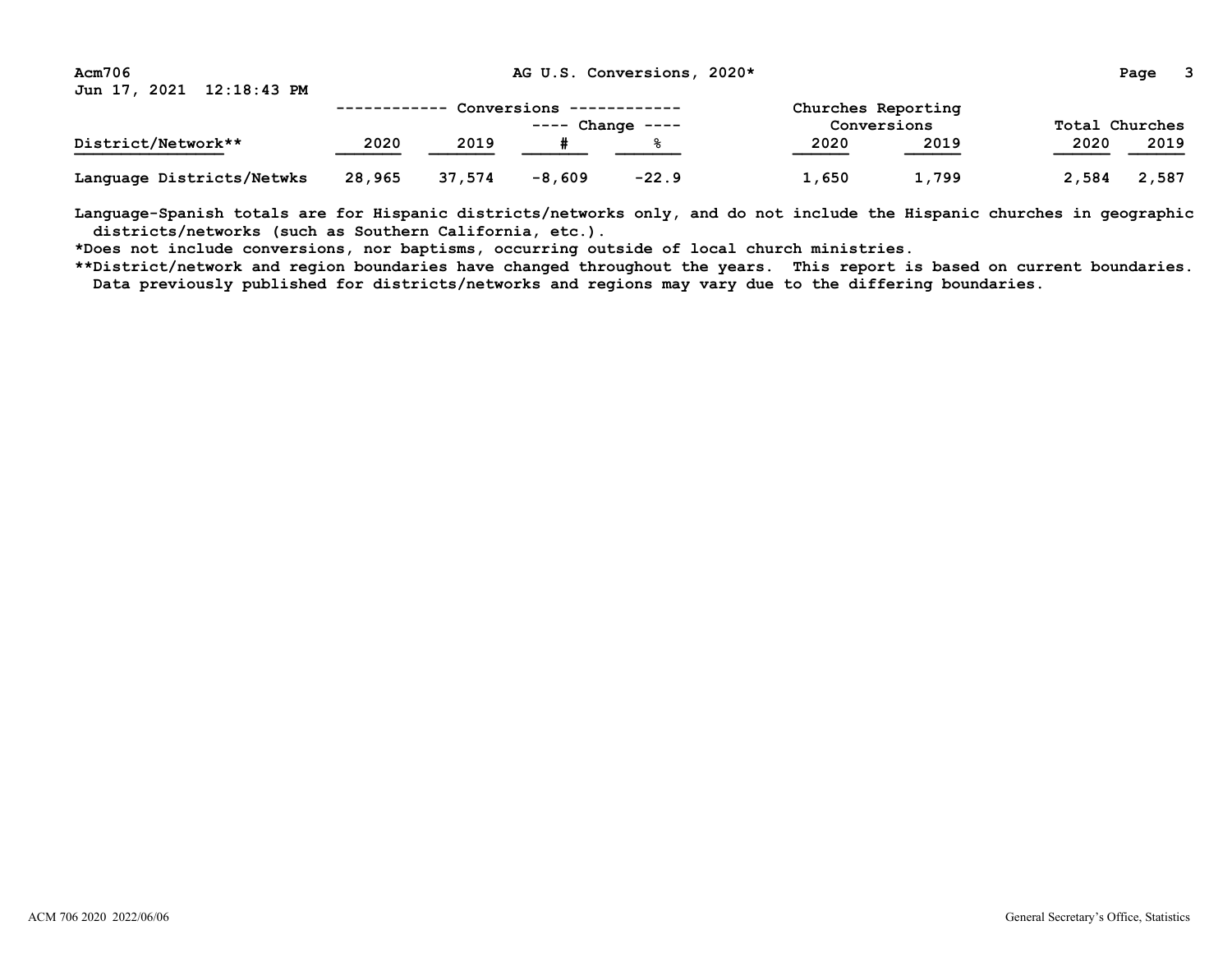| District/Network** | Conversions 2020 | Conversions 2019 | Change # | Change % | Churches Reporting Conversions 2020 | Churches Reporting Conversions 2019 | Total Churches 2020 | Total Churches 2019 |
|---|---|---|---|---|---|---|---|---|
| Language Districts/Netwks | 28,965 | 37,574 | -8,609 | -22.9 | 1,650 | 1,799 | 2,584 | 2,587 |

Language-Spanish totals are for Hispanic districts/networks only, and do not include the Hispanic churches in geographic districts/networks (such as Southern California, etc.).

*Does not include conversions, nor baptisms, occurring outside of local church ministries.

**District/network and region boundaries have changed throughout the years. This report is based on current boundaries. Data previously published for districts/networks and regions may vary due to the differing boundaries.